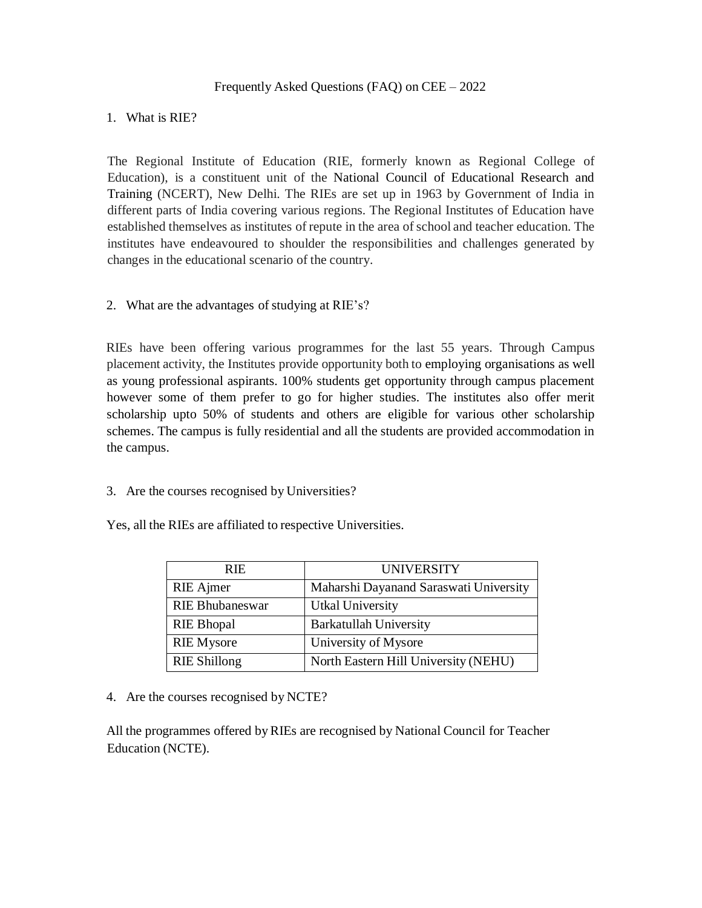# Frequently Asked Questions (FAQ) on CEE – 2022

1. What is RIE?

The Regional Institute of Education (RIE, formerly known as Regional College of Education), is a constituent unit of the National Council of Educational Research and Training (NCERT), New Delhi. The RIEs are set up in 1963 by Government of India in different parts of India covering various regions. The Regional Institutes of Education have established themselves as institutes of repute in the area of school and teacher education. The institutes have endeavoured to shoulder the responsibilities and challenges generated by changes in the educational scenario of the country.

2. What are the advantages of studying at RIE's?

RIEs have been offering various programmes for the last 55 years. Through Campus placement activity, the Institutes provide opportunity both to employing organisations as well as young professional aspirants. 100% students get opportunity through campus placement however some of them prefer to go for higher studies. The institutes also offer merit scholarship upto 50% of students and others are eligible for various other scholarship schemes. The campus is fully residential and all the students are provided accommodation in the campus.

3. Are the courses recognised by Universities?

Yes, all the RIEs are affiliated to respective Universities.

| RIE | UNIVERSITY |
|---|---|
| RIE Ajmer | Maharshi Dayanand Saraswati University |
| RIE Bhubaneswar | Utkal University |
| RIE Bhopal | Barkatullah University |
| RIE Mysore | University of Mysore |
| RIE Shillong | North Eastern Hill University (NEHU) |

4. Are the courses recognised by NCTE?

All the programmes offered by RIEs are recognised by National Council for Teacher Education (NCTE).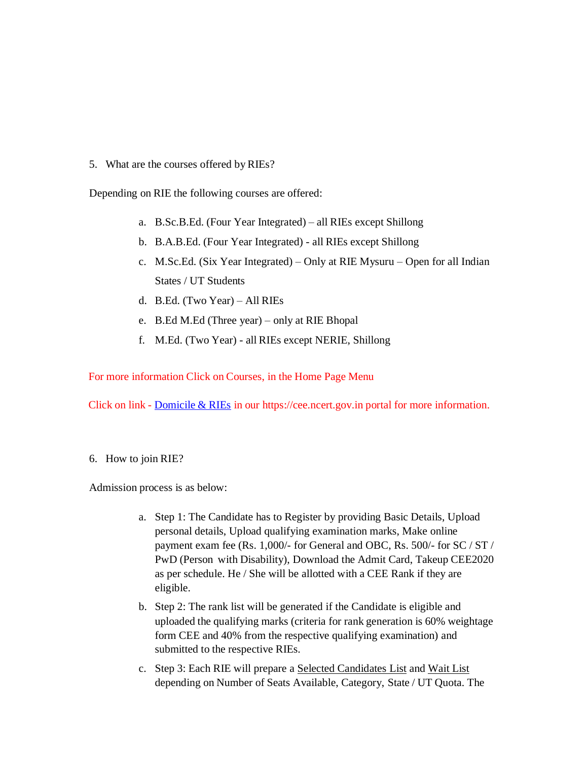5. What are the courses offered by RIEs?

Depending on RIE the following courses are offered:

a. B.Sc.B.Ed. (Four Year Integrated) – all RIEs except Shillong
b. B.A.B.Ed. (Four Year Integrated) - all RIEs except Shillong
c. M.Sc.Ed. (Six Year Integrated) – Only at RIE Mysuru – Open for all Indian States / UT Students
d. B.Ed. (Two Year) – All RIEs
e. B.Ed M.Ed (Three year) – only at RIE Bhopal
f. M.Ed. (Two Year) - all RIEs except NERIE, Shillong

For more information Click on Courses, in the Home Page Menu

Click on link - Domicile & RIEs in our https://cee.ncert.gov.in portal for more information.

6. How to join RIE?

Admission process is as below:

a. Step 1: The Candidate has to Register by providing Basic Details, Upload personal details, Upload qualifying examination marks, Make online payment exam fee (Rs. 1,000/- for General and OBC, Rs. 500/- for SC / ST / PwD (Person with Disability), Download the Admit Card, Takeup CEE2020 as per schedule. He / She will be allotted with a CEE Rank if they are eligible.
b. Step 2: The rank list will be generated if the Candidate is eligible and uploaded the qualifying marks (criteria for rank generation is 60% weightage form CEE and 40% from the respective qualifying examination) and submitted to the respective RIEs.
c. Step 3: Each RIE will prepare a Selected Candidates List and Wait List depending on Number of Seats Available, Category, State / UT Quota. The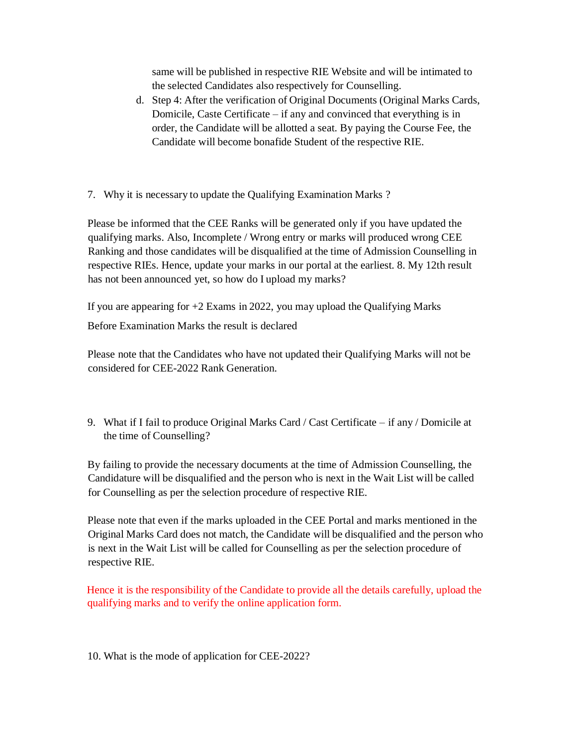same will be published in respective RIE Website and will be intimated to the selected Candidates also respectively for Counselling.

d. Step 4: After the verification of Original Documents (Original Marks Cards, Domicile, Caste Certificate – if any and convinced that everything is in order, the Candidate will be allotted a seat. By paying the Course Fee, the Candidate will become bonafide Student of the respective RIE.

7. Why it is necessary to update the Qualifying Examination Marks ?

Please be informed that the CEE Ranks will be generated only if you have updated the qualifying marks. Also, Incomplete / Wrong entry or marks will produced wrong CEE Ranking and those candidates will be disqualified at the time of Admission Counselling in respective RIEs. Hence, update your marks in our portal at the earliest. 8. My 12th result has not been announced yet, so how do I upload my marks?

If you are appearing for +2 Exams in 2022, you may upload the Qualifying Marks

Before Examination Marks the result is declared

Please note that the Candidates who have not updated their Qualifying Marks will not be considered for CEE-2022 Rank Generation.

9. What if I fail to produce Original Marks Card / Cast Certificate – if any / Domicile at the time of Counselling?

By failing to provide the necessary documents at the time of Admission Counselling, the Candidature will be disqualified and the person who is next in the Wait List will be called for Counselling as per the selection procedure of respective RIE.

Please note that even if the marks uploaded in the CEE Portal and marks mentioned in the Original Marks Card does not match, the Candidate will be disqualified and the person who is next in the Wait List will be called for Counselling as per the selection procedure of respective RIE.

Hence it is the responsibility of the Candidate to provide all the details carefully, upload the qualifying marks and to verify the online application form.

10. What is the mode of application for CEE-2022?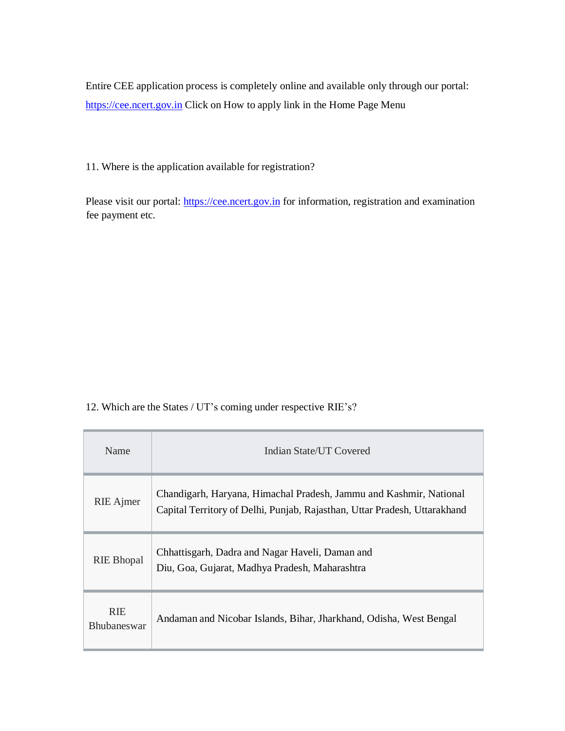Entire CEE application process is completely online and available only through our portal: https://cee.ncert.gov.in Click on How to apply link in the Home Page Menu

11. Where is the application available for registration?

Please visit our portal: https://cee.ncert.gov.in for information, registration and examination fee payment etc.

12. Which are the States / UT's coming under respective RIE's?

| Name | Indian State/UT Covered |
| --- | --- |
| RIE Ajmer | Chandigarh, Haryana, Himachal Pradesh, Jammu and Kashmir, National Capital Territory of Delhi, Punjab, Rajasthan, Uttar Pradesh, Uttarakhand |
| RIE Bhopal | Chhattisgarh, Dadra and Nagar Haveli, Daman and Diu, Goa, Gujarat, Madhya Pradesh, Maharashtra |
| RIE Bhubaneswar | Andaman and Nicobar Islands, Bihar, Jharkhand, Odisha, West Bengal |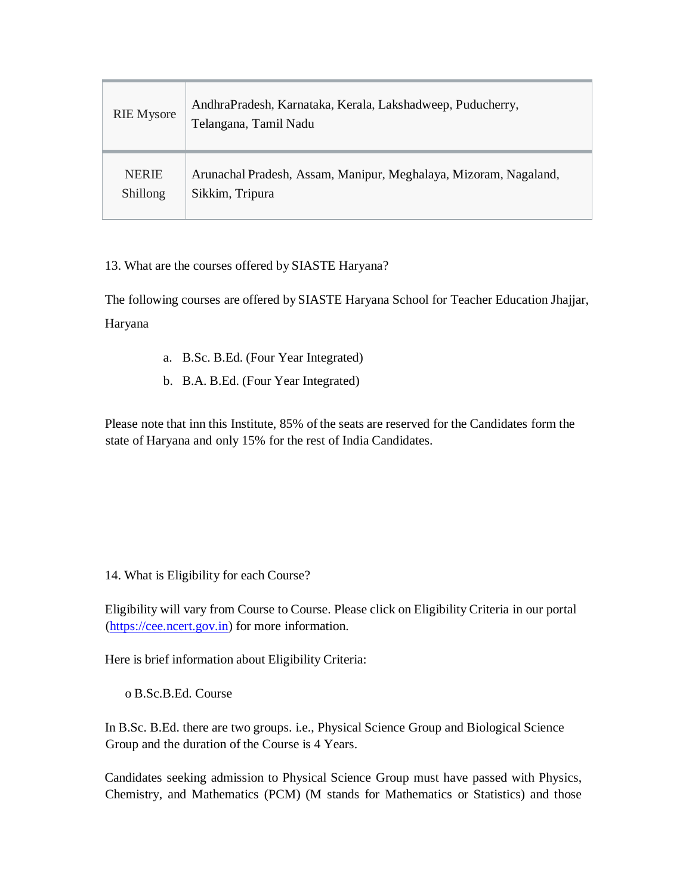| RIE Mysore | AndhraPradesh, Karnataka, Kerala, Lakshadweep, Puducherry, Telangana, Tamil Nadu |
|---|---|
| NERIE Shillong | Arunachal Pradesh, Assam, Manipur, Meghalaya, Mizoram, Nagaland, Sikkim, Tripura |

13. What are the courses offered by SIASTE Haryana?

The following courses are offered by SIASTE Haryana School for Teacher Education Jhajjar, Haryana

a. B.Sc. B.Ed. (Four Year Integrated)
b. B.A. B.Ed. (Four Year Integrated)

Please note that inn this Institute, 85% of the seats are reserved for the Candidates form the state of Haryana and only 15% for the rest of India Candidates.

14. What is Eligibility for each Course?

Eligibility will vary from Course to Course. Please click on Eligibility Criteria in our portal ([https://cee.ncert.gov.in](https://cee.ncert.gov.in)) for more information.

Here is brief information about Eligibility Criteria:

- B.Sc.B.Ed. Course

In B.Sc. B.Ed. there are two groups. i.e., Physical Science Group and Biological Science Group and the duration of the Course is 4 Years.

Candidates seeking admission to Physical Science Group must have passed with Physics, Chemistry, and Mathematics (PCM) (M stands for Mathematics or Statistics) and those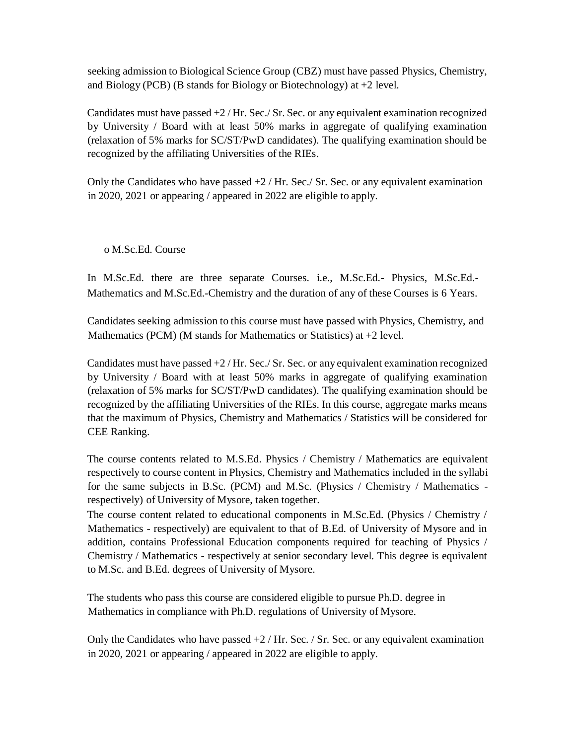seeking admission to Biological Science Group (CBZ) must have passed Physics, Chemistry, and Biology (PCB) (B stands for Biology or Biotechnology) at +2 level.

Candidates must have passed +2 / Hr. Sec./ Sr. Sec. or any equivalent examination recognized by University / Board with at least 50% marks in aggregate of qualifying examination (relaxation of 5% marks for SC/ST/PwD candidates). The qualifying examination should be recognized by the affiliating Universities of the RIEs.

Only the Candidates who have passed +2 / Hr. Sec./ Sr. Sec. or any equivalent examination in 2020, 2021 or appearing / appeared in 2022 are eligible to apply.

- M.Sc.Ed. Course

In M.Sc.Ed. there are three separate Courses. i.e., M.Sc.Ed.- Physics, M.Sc.Ed.- Mathematics and M.Sc.Ed.-Chemistry and the duration of any of these Courses is 6 Years.

Candidates seeking admission to this course must have passed with Physics, Chemistry, and Mathematics (PCM) (M stands for Mathematics or Statistics) at +2 level.

Candidates must have passed +2 / Hr. Sec./ Sr. Sec. or any equivalent examination recognized by University / Board with at least 50% marks in aggregate of qualifying examination (relaxation of 5% marks for SC/ST/PwD candidates). The qualifying examination should be recognized by the affiliating Universities of the RIEs. In this course, aggregate marks means that the maximum of Physics, Chemistry and Mathematics / Statistics will be considered for CEE Ranking.

The course contents related to M.S.Ed. Physics / Chemistry / Mathematics are equivalent respectively to course content in Physics, Chemistry and Mathematics included in the syllabi for the same subjects in B.Sc. (PCM) and M.Sc. (Physics / Chemistry / Mathematics - respectively) of University of Mysore, taken together.

The course content related to educational components in M.Sc.Ed. (Physics / Chemistry / Mathematics - respectively) are equivalent to that of B.Ed. of University of Mysore and in addition, contains Professional Education components required for teaching of Physics / Chemistry / Mathematics - respectively at senior secondary level. This degree is equivalent to M.Sc. and B.Ed. degrees of University of Mysore.

The students who pass this course are considered eligible to pursue Ph.D. degree in Mathematics in compliance with Ph.D. regulations of University of Mysore.

Only the Candidates who have passed +2 / Hr. Sec. / Sr. Sec. or any equivalent examination in 2020, 2021 or appearing / appeared in 2022 are eligible to apply.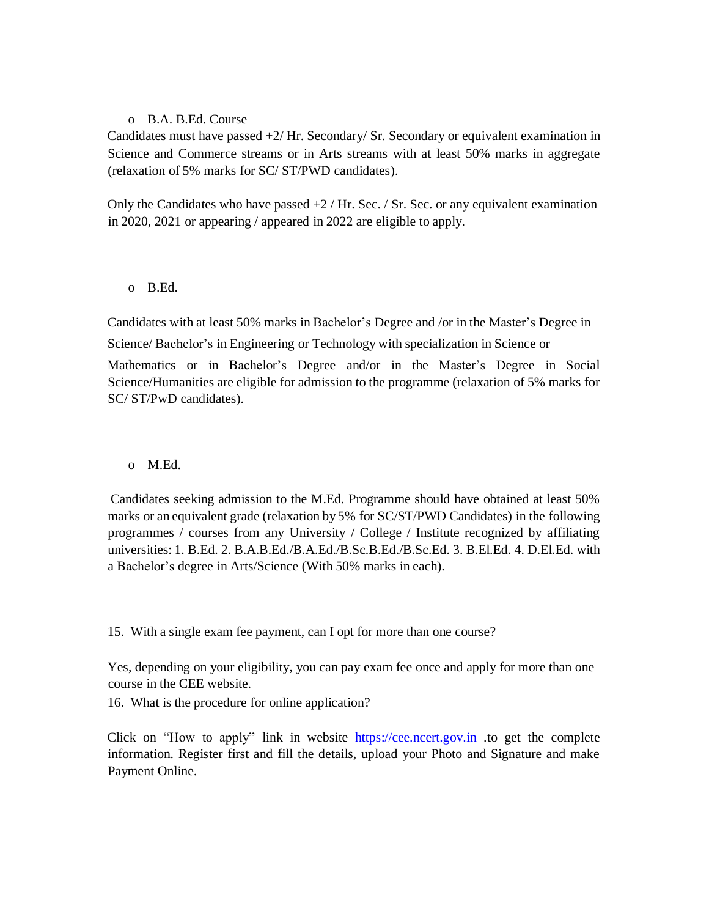- B.A. B.Ed. Course

Candidates must have passed +2/ Hr. Secondary/ Sr. Secondary or equivalent examination in Science and Commerce streams or in Arts streams with at least 50% marks in aggregate (relaxation of 5% marks for SC/ ST/PWD candidates).

Only the Candidates who have passed +2 / Hr. Sec. / Sr. Sec. or any equivalent examination in 2020, 2021 or appearing / appeared in 2022 are eligible to apply.

- B.Ed.

Candidates with at least 50% marks in Bachelor's Degree and /or in the Master's Degree in Science/ Bachelor's in Engineering or Technology with specialization in Science or Mathematics or in Bachelor's Degree and/or in the Master's Degree in Social Science/Humanities are eligible for admission to the programme (relaxation of 5% marks for SC/ ST/PwD candidates).

- M.Ed.

Candidates seeking admission to the M.Ed. Programme should have obtained at least 50% marks or an equivalent grade (relaxation by 5% for SC/ST/PWD Candidates) in the following programmes / courses from any University / College / Institute recognized by affiliating universities: 1. B.Ed. 2. B.A.B.Ed./B.A.Ed./B.Sc.B.Ed./B.Sc.Ed. 3. B.El.Ed. 4. D.El.Ed. with a Bachelor's degree in Arts/Science (With 50% marks in each).

15. With a single exam fee payment, can I opt for more than one course?

Yes, depending on your eligibility, you can pay exam fee once and apply for more than one course in the CEE website.

16. What is the procedure for online application?

Click on "How to apply" link in website https://cee.ncert.gov.in .to get the complete information. Register first and fill the details, upload your Photo and Signature and make Payment Online.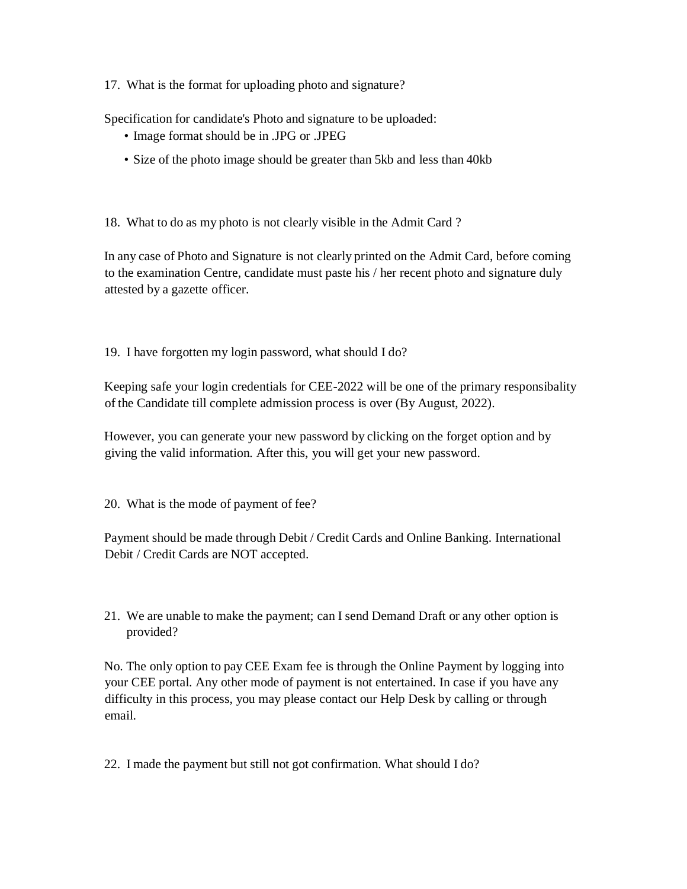17. What is the format for uploading photo and signature?

Specification for candidate's Photo and signature to be uploaded:

- Image format should be in .JPG or .JPEG
- Size of the photo image should be greater than 5kb and less than 40kb

18. What to do as my photo is not clearly visible in the Admit Card ?

In any case of Photo and Signature is not clearly printed on the Admit Card, before coming to the examination Centre, candidate must paste his / her recent photo and signature duly attested by a gazette officer.

19. I have forgotten my login password, what should I do?

Keeping safe your login credentials for CEE-2022 will be one of the primary responsibality of the Candidate till complete admission process is over (By August, 2022).

However, you can generate your new password by clicking on the forget option and by giving the valid information. After this, you will get your new password.

20. What is the mode of payment of fee?

Payment should be made through Debit / Credit Cards and Online Banking. International Debit / Credit Cards are NOT accepted.

21. We are unable to make the payment; can I send Demand Draft or any other option is provided?

No. The only option to pay CEE Exam fee is through the Online Payment by logging into your CEE portal. Any other mode of payment is not entertained. In case if you have any difficulty in this process, you may please contact our Help Desk by calling or through email.

22. I made the payment but still not got confirmation. What should I do?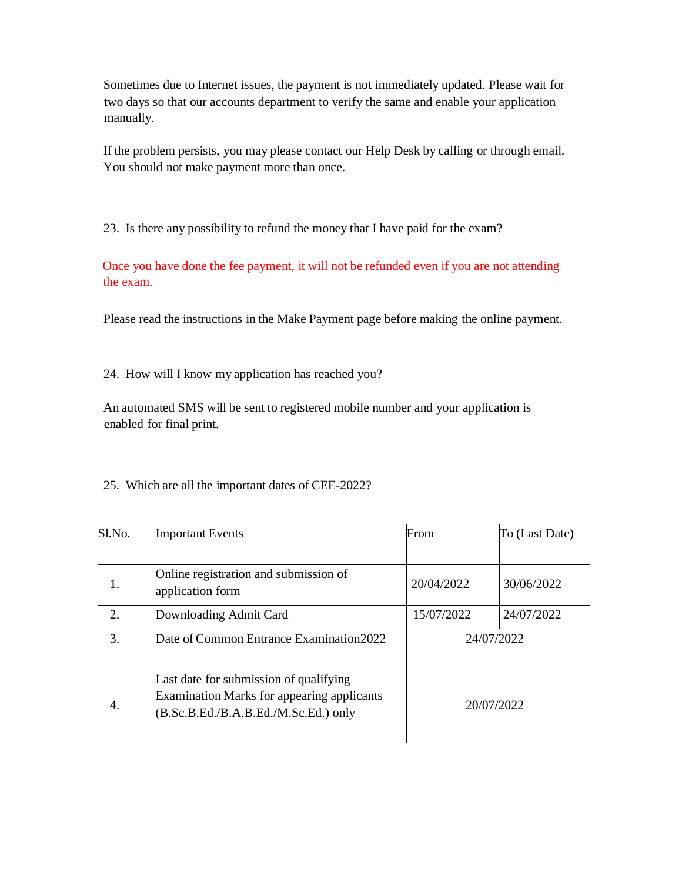Sometimes due to Internet issues, the payment is not immediately updated. Please wait for two days so that our accounts department to verify the same and enable your application manually.

If the problem persists, you may please contact our Help Desk by calling or through email. You should not make payment more than once.

23. Is there any possibility to refund the money that I have paid for the exam?

Once you have done the fee payment, it will not be refunded even if you are not attending the exam.

Please read the instructions in the Make Payment page before making the online payment.

24. How will I know my application has reached you?

An automated SMS will be sent to registered mobile number and your application is enabled for final print.

25. Which are all the important dates of CEE-2022?

| Sl.No. | Important Events | From | To (Last Date) |
|---|---|---|---|
| 1. | Online registration and submission of application form | 20/04/2022 | 30/06/2022 |
| 2. | Downloading Admit Card | 15/07/2022 | 24/07/2022 |
| 3. | Date of Common Entrance Examination2022 | 24/07/2022 | |
| 4. | Last date for submission of qualifying Examination Marks for appearing applicants (B.Sc.B.Ed./B.A.B.Ed./M.Sc.Ed.) only | 20/07/2022 | |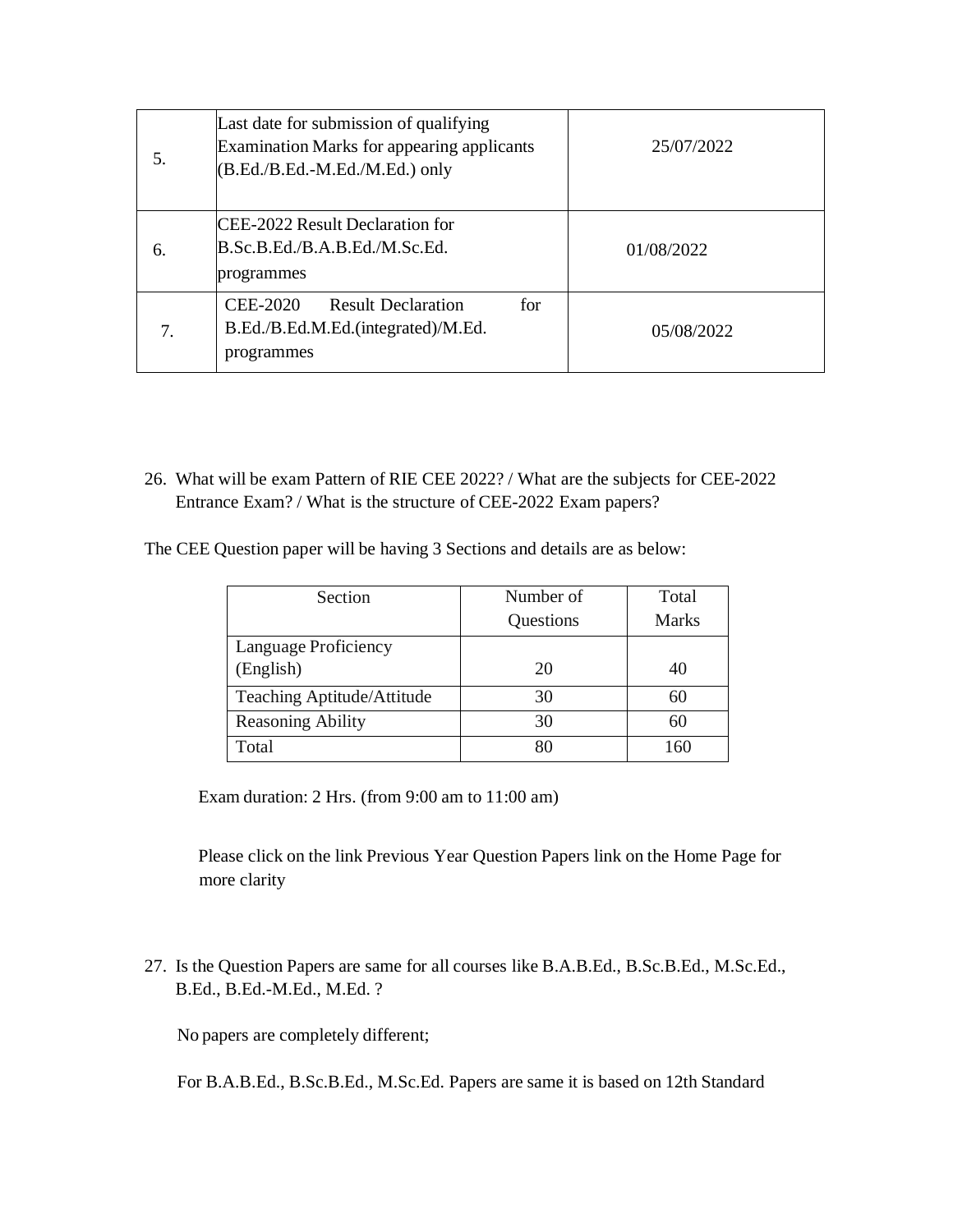| 5. | Last date for submission of qualifying Examination Marks for appearing applicants (B.Ed./B.Ed.-M.Ed./M.Ed.) only | 25/07/2022 |
|---|---|---|
| 6. | CEE-2022 Result Declaration for B.Sc.B.Ed./B.A.B.Ed./M.Sc.Ed. programmes | 01/08/2022 |
| 7. | CEE-2020 Result Declaration for B.Ed./B.Ed.M.Ed.(integrated)/M.Ed. programmes | 05/08/2022 |

26. What will be exam Pattern of RIE CEE 2022? / What are the subjects for CEE-2022 Entrance Exam? / What is the structure of CEE-2022 Exam papers?

The CEE Question paper will be having 3 Sections and details are as below:

| Section | Number of Questions | Total Marks |
|---|---|---|
| Language Proficiency (English) | 20 | 40 |
| Teaching Aptitude/Attitude | 30 | 60 |
| Reasoning Ability | 30 | 60 |
| Total | 80 | 160 |

Exam duration: 2 Hrs. (from 9:00 am to 11:00 am)

Please click on the link Previous Year Question Papers link on the Home Page for more clarity

27. Is the Question Papers are same for all courses like B.A.B.Ed., B.Sc.B.Ed., M.Sc.Ed., B.Ed., B.Ed.-M.Ed., M.Ed. ?

No papers are completely different;

For B.A.B.Ed., B.Sc.B.Ed., M.Sc.Ed. Papers are same it is based on 12th Standard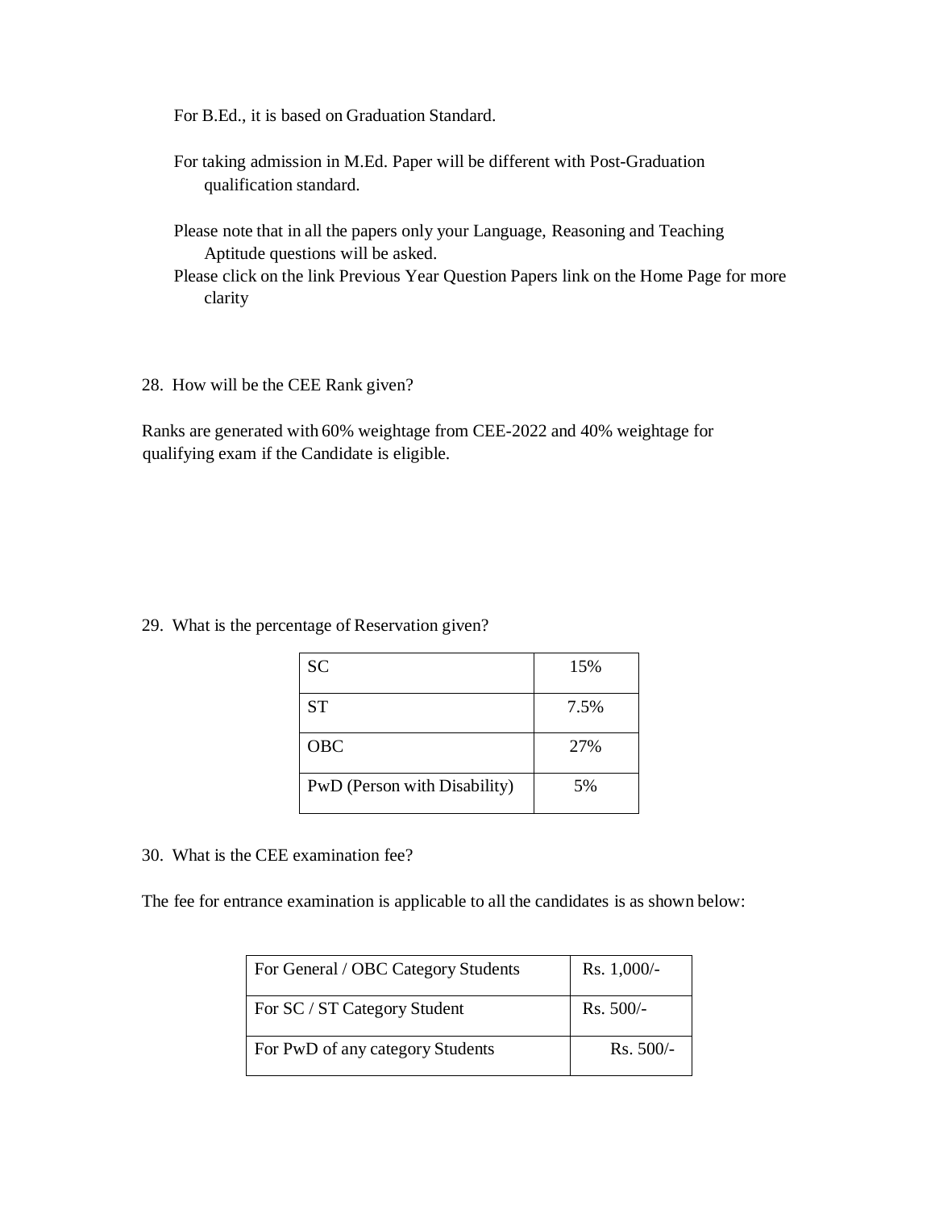For B.Ed., it is based on Graduation Standard.

For taking admission in M.Ed. Paper will be different with Post-Graduation qualification standard.

Please note that in all the papers only your Language, Reasoning and Teaching Aptitude questions will be asked.

Please click on the link Previous Year Question Papers link on the Home Page for more clarity

28. How will be the CEE Rank given?

Ranks are generated with 60% weightage from CEE-2022 and 40% weightage for qualifying exam if the Candidate is eligible.

29. What is the percentage of Reservation given?

| SC | 15% |
|---|---|
| ST | 7.5% |
| OBC | 27% |
| PwD (Person with Disability) | 5% |

30. What is the CEE examination fee?

The fee for entrance examination is applicable to all the candidates is as shown below:

| For General / OBC Category Students | Rs. 1,000/- |
|---|---|
| For SC / ST Category Student | Rs. 500/- |
| For PwD of any category Students | Rs. 500/- |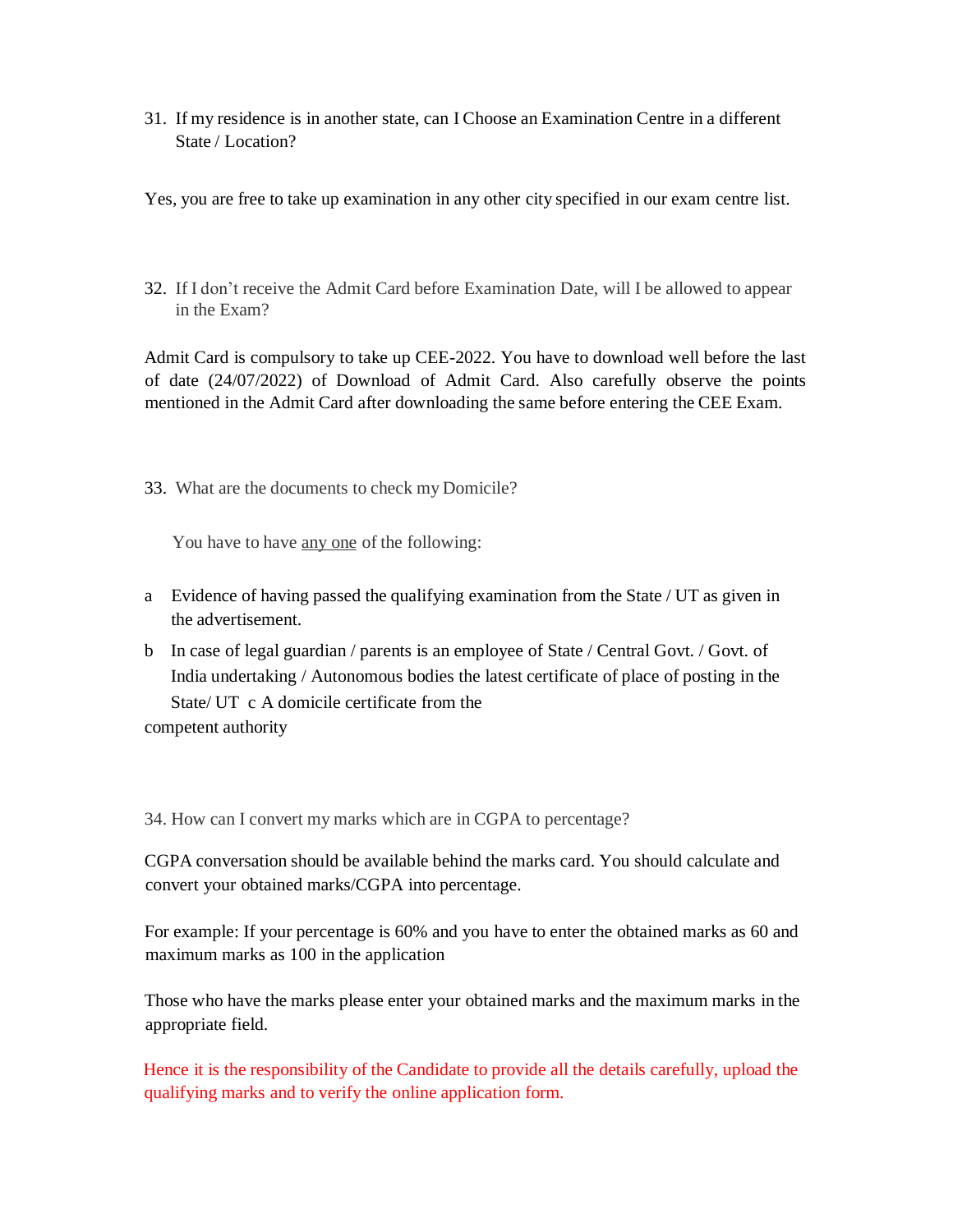31. If my residence is in another state, can I Choose an Examination Centre in a different State / Location?

Yes, you are free to take up examination in any other city specified in our exam centre list.

32. If I don't receive the Admit Card before Examination Date, will I be allowed to appear in the Exam?

Admit Card is compulsory to take up CEE-2022. You have to download well before the last of date (24/07/2022) of Download of Admit Card. Also carefully observe the points mentioned in the Admit Card after downloading the same before entering the CEE Exam.

33. What are the documents to check my Domicile?

You have to have <u>any one</u> of the following:

a Evidence of having passed the qualifying examination from the State / UT as given in the advertisement.

b In case of legal guardian / parents is an employee of State / Central Govt. / Govt. of India undertaking / Autonomous bodies the latest certificate of place of posting in the State/ UT c A domicile certificate from the competent authority

34. How can I convert my marks which are in CGPA to percentage?

CGPA conversation should be available behind the marks card. You should calculate and convert your obtained marks/CGPA into percentage.

For example: If your percentage is 60% and you have to enter the obtained marks as 60 and maximum marks as 100 in the application

Those who have the marks please enter your obtained marks and the maximum marks in the appropriate field.

Hence it is the responsibility of the Candidate to provide all the details carefully, upload the qualifying marks and to verify the online application form.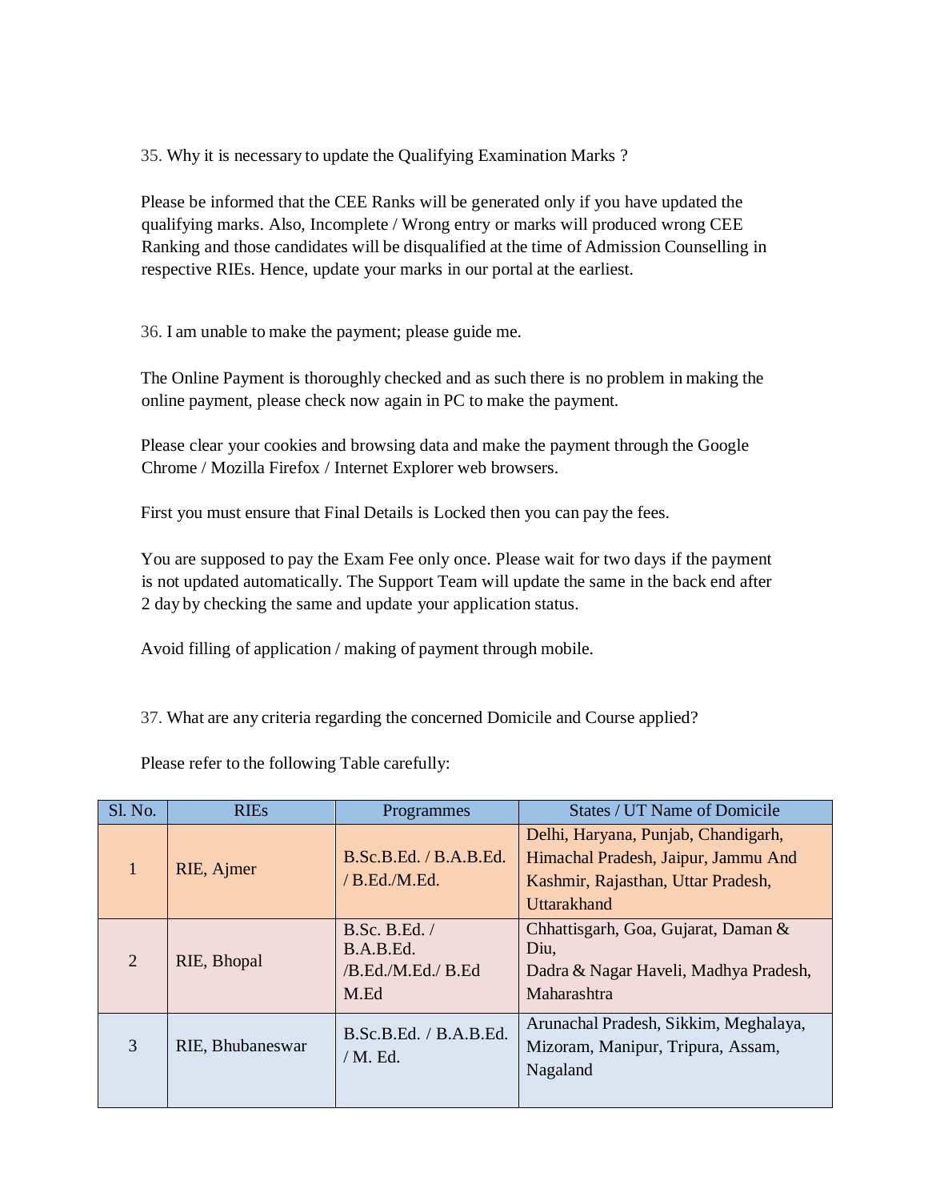35. Why it is necessary to update the Qualifying Examination Marks ?

Please be informed that the CEE Ranks will be generated only if you have updated the qualifying marks. Also, Incomplete / Wrong entry or marks will produced wrong CEE Ranking and those candidates will be disqualified at the time of Admission Counselling in respective RIEs. Hence, update your marks in our portal at the earliest.

36. I am unable to make the payment; please guide me.

The Online Payment is thoroughly checked and as such there is no problem in making the online payment, please check now again in PC to make the payment.

Please clear your cookies and browsing data and make the payment through the Google Chrome / Mozilla Firefox / Internet Explorer web browsers.

First you must ensure that Final Details is Locked then you can pay the fees.

You are supposed to pay the Exam Fee only once. Please wait for two days if the payment is not updated automatically. The Support Team will update the same in the back end after 2 day by checking the same and update your application status.

Avoid filling of application / making of payment through mobile.

37. What are any criteria regarding the concerned Domicile and Course applied?

Please refer to the following Table carefully:

| Sl. No. | RIEs | Programmes | States / UT Name of Domicile |
|---|---|---|---|
| 1 | RIE, Ajmer | B.Sc.B.Ed. / B.A.B.Ed. / B.Ed./M.Ed. | Delhi, Haryana, Punjab, Chandigarh, Himachal Pradesh, Jaipur, Jammu And Kashmir, Rajasthan, Uttar Pradesh, Uttarakhand |
| 2 | RIE, Bhopal | B.Sc. B.Ed. / B.A.B.Ed. /B.Ed./M.Ed./ B.Ed M.Ed | Chhattisgarh, Goa, Gujarat, Daman & Diu, Dadra & Nagar Haveli, Madhya Pradesh, Maharashtra |
| 3 | RIE, Bhubaneswar | B.Sc.B.Ed. / B.A.B.Ed. / M. Ed. | Arunachal Pradesh, Sikkim, Meghalaya, Mizoram, Manipur, Tripura, Assam, Nagaland |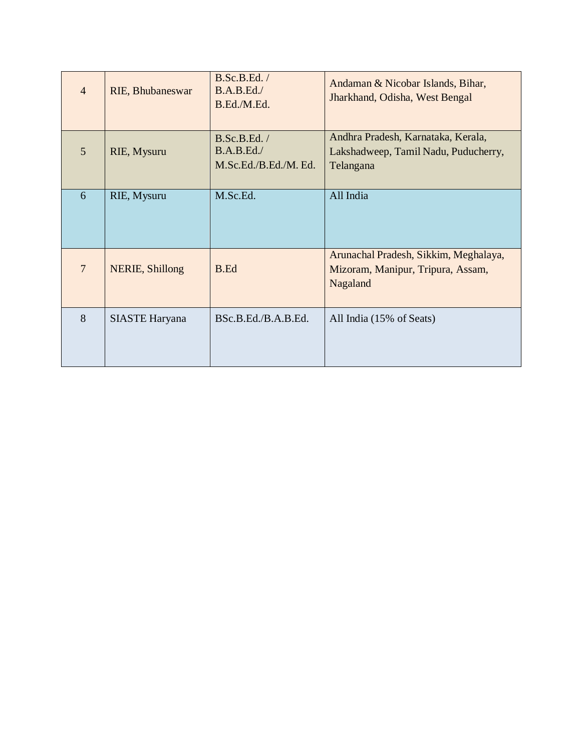| | | | |
|---|---|---|---|
| 4 | RIE, Bhubaneswar | B.Sc.B.Ed. / B.A.B.Ed./ B.Ed./M.Ed. | Andaman & Nicobar Islands, Bihar, Jharkhand, Odisha, West Bengal |
| 5 | RIE, Mysuru | B.Sc.B.Ed. / B.A.B.Ed./ M.Sc.Ed./B.Ed./M. Ed. | Andhra Pradesh, Karnataka, Kerala, Lakshadweep, Tamil Nadu, Puducherry, Telangana |
| 6 | RIE, Mysuru | M.Sc.Ed. | All India |
| 7 | NERIE, Shillong | B.Ed | Arunachal Pradesh, Sikkim, Meghalaya, Mizoram, Manipur, Tripura, Assam, Nagaland |
| 8 | SIASTE Haryana | BSc.B.Ed./B.A.B.Ed. | All India (15% of Seats) |